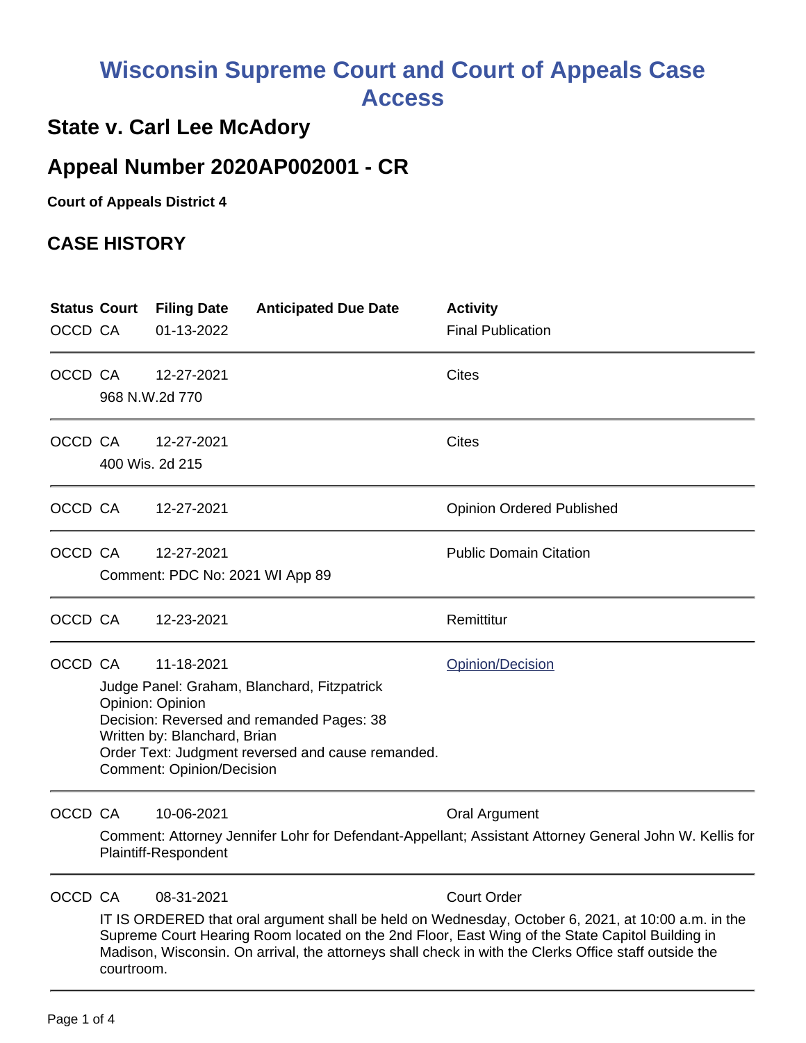# Wisconsin Supreme Court and Court of Appeals Case Access

## State v. Carl Lee McAdory

## Appeal Number 2020AP002001 - CR

**Court of Appeals District 4**

## CASE HISTORY

| Status | Court | Filing Date | Anticipated Due Date | Activity |
|---|---|---|---|---|
| OCCD | CA | 01-13-2022 | | Final Publication |
| OCCD | CA | 12-27-2021<br>968 N.W.2d 770 | | Cites |
| OCCD | CA | 12-27-2021<br>400 Wis. 2d 215 | | Cites |
| OCCD | CA | 12-27-2021 | | Opinion Ordered Published |
| OCCD | CA | 12-27-2021<br>Comment: PDC No: 2021 WI App 89 | | Public Domain Citation |
| OCCD | CA | 12-23-2021 | | Remittitur |
| OCCD | CA | 11-18-2021<br>Judge Panel: Graham, Blanchard, Fitzpatrick<br>Opinion: Opinion<br>Decision: Reversed and remanded Pages: 38<br>Written by: Blanchard, Brian<br>Order Text: Judgment reversed and cause remanded.<br>Comment: Opinion/Decision | | Opinion/Decision |
| OCCD | CA | 10-06-2021<br>Comment: Attorney Jennifer Lohr for Defendant-Appellant; Assistant Attorney General John W. Kellis for Plaintiff-Respondent | | Oral Argument |
| OCCD | CA | 08-31-2021<br>IT IS ORDERED that oral argument shall be held on Wednesday, October 6, 2021, at 10:00 a.m. in the Supreme Court Hearing Room located on the 2nd Floor, East Wing of the State Capitol Building in Madison, Wisconsin. On arrival, the attorneys shall check in with the Clerks Office staff outside the courtroom. | | Court Order |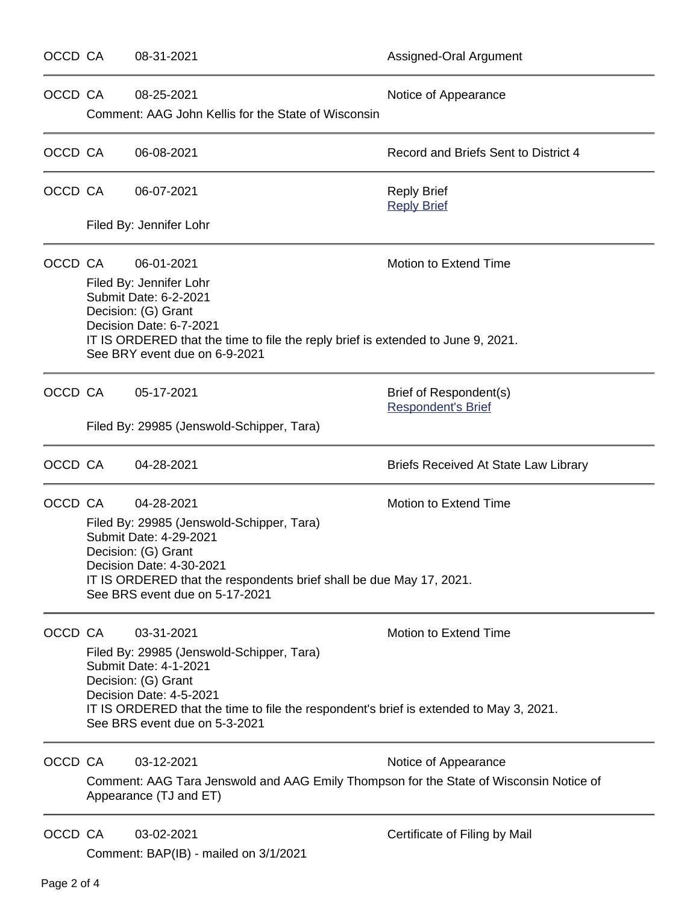OCCD CA 08-31-2021 Assigned-Oral Argument

---

OCCD CA 08-25-2021 Notice of Appearance

Comment: AAG John Kellis for the State of Wisconsin

---

OCCD CA 06-08-2021 Record and Briefs Sent to District 4

---

OCCD CA 06-07-2021 Reply Brief

Reply Brief

Filed By: Jennifer Lohr

---

OCCD CA 06-01-2021 Motion to Extend Time

Filed By: Jennifer Lohr
Submit Date: 6-2-2021
Decision: (G) Grant
Decision Date: 6-7-2021
IT IS ORDERED that the time to file the reply brief is extended to June 9, 2021.
See BRY event due on 6-9-2021

---

OCCD CA 05-17-2021 Brief of Respondent(s)

Respondent's Brief

Filed By: 29985 (Jenswold-Schipper, Tara)

---

OCCD CA 04-28-2021 Briefs Received At State Law Library

---

OCCD CA 04-28-2021 Motion to Extend Time

Filed By: 29985 (Jenswold-Schipper, Tara)
Submit Date: 4-29-2021
Decision: (G) Grant
Decision Date: 4-30-2021
IT IS ORDERED that the respondents brief shall be due May 17, 2021.
See BRS event due on 5-17-2021

---

OCCD CA 03-31-2021 Motion to Extend Time

Filed By: 29985 (Jenswold-Schipper, Tara)
Submit Date: 4-1-2021
Decision: (G) Grant
Decision Date: 4-5-2021
IT IS ORDERED that the time to file the respondent's brief is extended to May 3, 2021.
See BRS event due on 5-3-2021

---

OCCD CA 03-12-2021 Notice of Appearance

Comment: AAG Tara Jenswold and AAG Emily Thompson for the State of Wisconsin Notice of Appearance (TJ and ET)

---

OCCD CA 03-02-2021 Certificate of Filing by Mail

Comment: BAP(IB) - mailed on 3/1/2021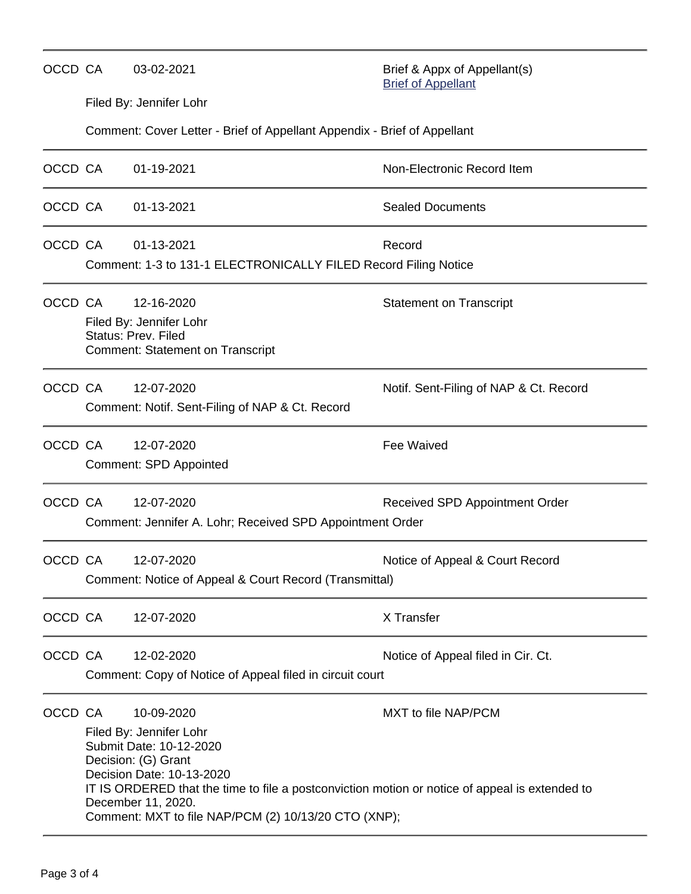| | | | |
|---|---|---|---|
| OCCD | CA | 03-02-2021 | Brief & Appx of Appellant(s) [Brief of Appellant] |

Filed By: Jennifer Lohr

Comment: Cover Letter - Brief of Appellant Appendix - Brief of Appellant

---

| | | | |
|---|---|---|---|
| OCCD | CA | 01-19-2021 | Non-Electronic Record Item |

---

| | | | |
|---|---|---|---|
| OCCD | CA | 01-13-2021 | Sealed Documents |

---

| | | | |
|---|---|---|---|
| OCCD | CA | 01-13-2021 | Record |

Comment: 1-3 to 131-1 ELECTRONICALLY FILED Record Filing Notice

---

| | | | |
|---|---|---|---|
| OCCD | CA | 12-16-2020 | Statement on Transcript |

Filed By: Jennifer Lohr
Status: Prev. Filed
Comment: Statement on Transcript

---

| | | | |
|---|---|---|---|
| OCCD | CA | 12-07-2020 | Notif. Sent-Filing of NAP & Ct. Record |

Comment: Notif. Sent-Filing of NAP & Ct. Record

---

| | | | |
|---|---|---|---|
| OCCD | CA | 12-07-2020 | Fee Waived |

Comment: SPD Appointed

---

| | | | |
|---|---|---|---|
| OCCD | CA | 12-07-2020 | Received SPD Appointment Order |

Comment: Jennifer A. Lohr; Received SPD Appointment Order

---

| | | | |
|---|---|---|---|
| OCCD | CA | 12-07-2020 | Notice of Appeal & Court Record |

Comment: Notice of Appeal & Court Record (Transmittal)

---

| | | | |
|---|---|---|---|
| OCCD | CA | 12-07-2020 | X Transfer |

---

| | | | |
|---|---|---|---|
| OCCD | CA | 12-02-2020 | Notice of Appeal filed in Cir. Ct. |

Comment: Copy of Notice of Appeal filed in circuit court

---

| | | | |
|---|---|---|---|
| OCCD | CA | 10-09-2020 | MXT to file NAP/PCM |

Filed By: Jennifer Lohr
Submit Date: 10-12-2020
Decision: (G) Grant
Decision Date: 10-13-2020
IT IS ORDERED that the time to file a postconviction motion or notice of appeal is extended to December 11, 2020.
Comment: MXT to file NAP/PCM (2) 10/13/20 CTO (XNP);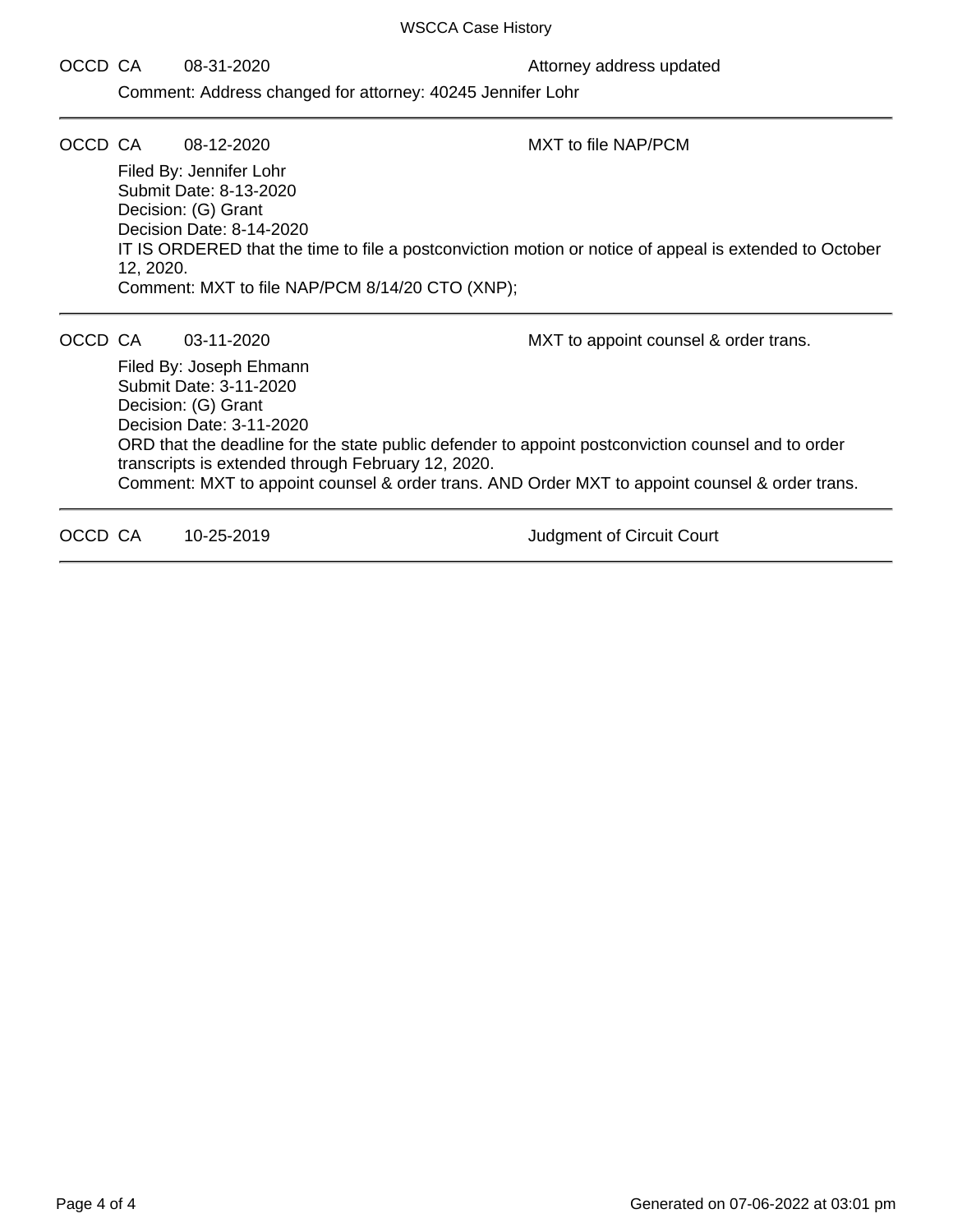OCCD CA 08-31-2020 Attorney address updated

Comment: Address changed for attorney: 40245 Jennifer Lohr

---

OCCD CA 08-12-2020 MXT to file NAP/PCM

Filed By: Jennifer Lohr
Submit Date: 8-13-2020
Decision: (G) Grant
Decision Date: 8-14-2020
IT IS ORDERED that the time to file a postconviction motion or notice of appeal is extended to October 12, 2020.
Comment: MXT to file NAP/PCM 8/14/20 CTO (XNP);

---

OCCD CA 03-11-2020 MXT to appoint counsel & order trans.

Filed By: Joseph Ehmann
Submit Date: 3-11-2020
Decision: (G) Grant
Decision Date: 3-11-2020
ORD that the deadline for the state public defender to appoint postconviction counsel and to order transcripts is extended through February 12, 2020.
Comment: MXT to appoint counsel & order trans. AND Order MXT to appoint counsel & order trans.

---

OCCD CA 10-25-2019 Judgment of Circuit Court

---